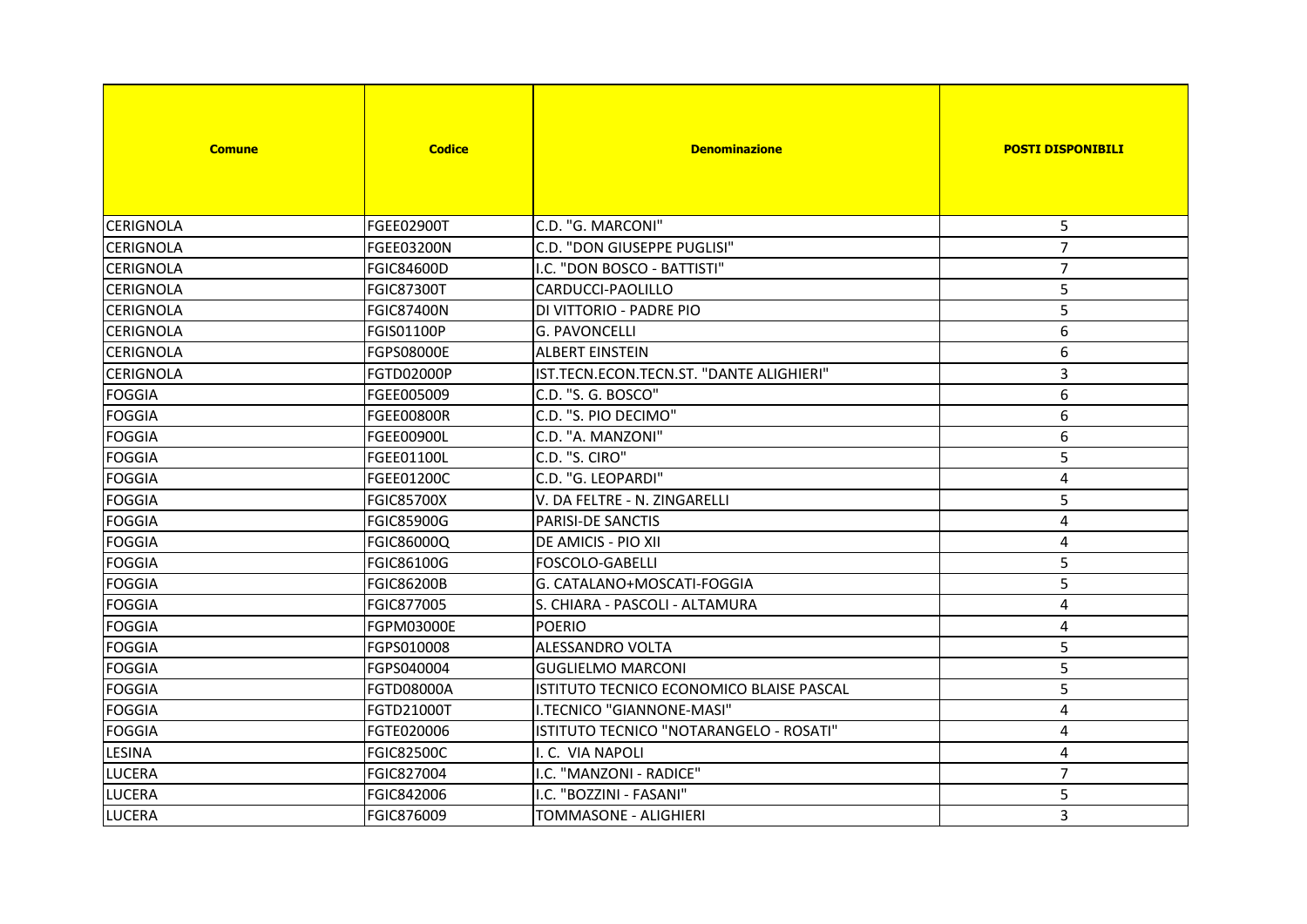| Comune | Codice | Denominazione | POSTI DISPONIBILI |
|---|---|---|---|
| CERIGNOLA | FGEE02900T | C.D. "G. MARCONI" | 5 |
| CERIGNOLA | FGEE03200N | C.D. "DON GIUSEPPE PUGLISI" | 7 |
| CERIGNOLA | FGIC84600D | I.C. "DON BOSCO - BATTISTI" | 7 |
| CERIGNOLA | FGIC87300T | CARDUCCI-PAOLILLO | 5 |
| CERIGNOLA | FGIC87400N | DI VITTORIO - PADRE PIO | 5 |
| CERIGNOLA | FGIS01100P | G. PAVONCELLI | 6 |
| CERIGNOLA | FGPS08000E | ALBERT EINSTEIN | 6 |
| CERIGNOLA | FGTD02000P | IST.TECN.ECON.TECN.ST. "DANTE ALIGHIERI" | 3 |
| FOGGIA | FGEE005009 | C.D. "S. G. BOSCO" | 6 |
| FOGGIA | FGEE00800R | C.D. "S. PIO DECIMO" | 6 |
| FOGGIA | FGEE00900L | C.D. "A. MANZONI" | 6 |
| FOGGIA | FGEE01100L | C.D. "S. CIRO" | 5 |
| FOGGIA | FGEE01200C | C.D. "G. LEOPARDI" | 4 |
| FOGGIA | FGIC85700X | V. DA FELTRE - N. ZINGARELLI | 5 |
| FOGGIA | FGIC85900G | PARISI-DE SANCTIS | 4 |
| FOGGIA | FGIC86000Q | DE AMICIS - PIO XII | 4 |
| FOGGIA | FGIC86100G | FOSCOLO-GABELLI | 5 |
| FOGGIA | FGIC86200B | G. CATALANO+MOSCATI-FOGGIA | 5 |
| FOGGIA | FGIC877005 | S. CHIARA - PASCOLI - ALTAMURA | 4 |
| FOGGIA | FGPM03000E | POERIO | 4 |
| FOGGIA | FGPS010008 | ALESSANDRO VOLTA | 5 |
| FOGGIA | FGPS040004 | GUGLIELMO MARCONI | 5 |
| FOGGIA | FGTD08000A | ISTITUTO TECNICO ECONOMICO BLAISE PASCAL | 5 |
| FOGGIA | FGTD21000T | I.TECNICO "GIANNONE-MASI" | 4 |
| FOGGIA | FGTE020006 | ISTITUTO TECNICO "NOTARANGELO - ROSATI" | 4 |
| LESINA | FGIC82500C | I. C. VIA NAPOLI | 4 |
| LUCERA | FGIC827004 | I.C. "MANZONI - RADICE" | 7 |
| LUCERA | FGIC842006 | I.C. "BOZZINI - FASANI" | 5 |
| LUCERA | FGIC876009 | TOMMASONE - ALIGHIERI | 3 |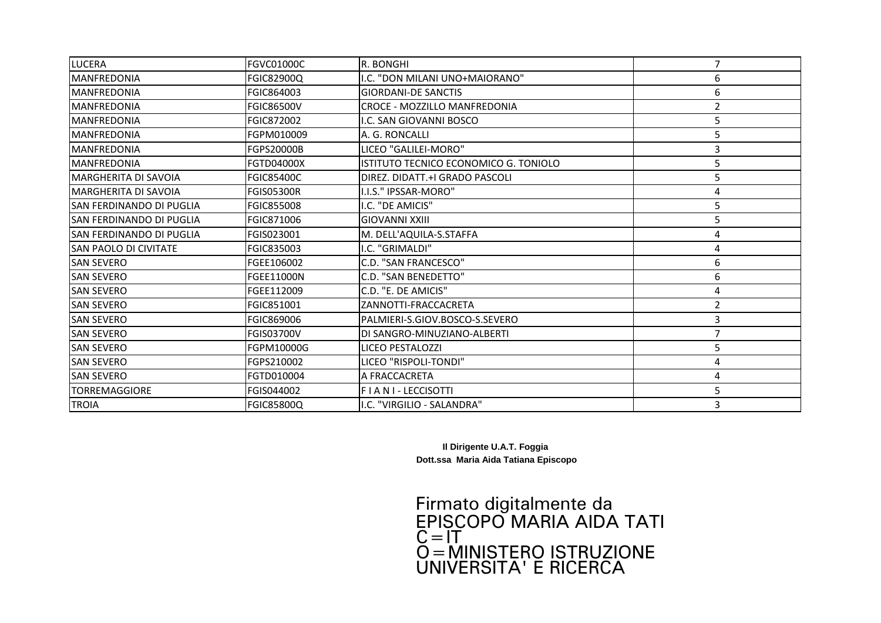| | | | |
|---|---|---|---|
| LUCERA | FGVC01000C | R. BONGHI | 7 |
| MANFREDONIA | FGIC82900Q | I.C. "DON MILANI UNO+MAIORANO" | 6 |
| MANFREDONIA | FGIC864003 | GIORDANI-DE SANCTIS | 6 |
| MANFREDONIA | FGIC86500V | CROCE - MOZZILLO MANFREDONIA | 2 |
| MANFREDONIA | FGIC872002 | I.C. SAN GIOVANNI BOSCO | 5 |
| MANFREDONIA | FGPM010009 | A. G. RONCALLI | 5 |
| MANFREDONIA | FGPS20000B | LICEO "GALILEI-MORO" | 3 |
| MANFREDONIA | FGTD04000X | ISTITUTO TECNICO ECONOMICO G. TONIOLO | 5 |
| MARGHERITA DI SAVOIA | FGIC85400C | DIREZ. DIDATT.+I GRADO PASCOLI | 5 |
| MARGHERITA DI SAVOIA | FGIS05300R | I.I.S." IPSSAR-MORO" | 4 |
| SAN FERDINANDO DI PUGLIA | FGIC855008 | I.C. "DE AMICIS" | 5 |
| SAN FERDINANDO DI PUGLIA | FGIC871006 | GIOVANNI XXIII | 5 |
| SAN FERDINANDO DI PUGLIA | FGIS023001 | M. DELL'AQUILA-S.STAFFA | 4 |
| SAN PAOLO DI CIVITATE | FGIC835003 | I.C. "GRIMALDI" | 4 |
| SAN SEVERO | FGEE106002 | C.D. "SAN FRANCESCO" | 6 |
| SAN SEVERO | FGEE11000N | C.D. "SAN BENEDETTO" | 6 |
| SAN SEVERO | FGEE112009 | C.D. "E. DE AMICIS" | 4 |
| SAN SEVERO | FGIC851001 | ZANNOTTI-FRACCACRETA | 2 |
| SAN SEVERO | FGIC869006 | PALMIERI-S.GIOV.BOSCO-S.SEVERO | 3 |
| SAN SEVERO | FGIS03700V | DI SANGRO-MINUZIANO-ALBERTI | 7 |
| SAN SEVERO | FGPM10000G | LICEO PESTALOZZI | 5 |
| SAN SEVERO | FGPS210002 | LICEO "RISPOLI-TONDI" | 4 |
| SAN SEVERO | FGTD010004 | A FRACCACRETA | 4 |
| TORREMAGGIORE | FGIS044002 | F I A N I - LECCISOTTI | 5 |
| TROIA | FGIC85800Q | I.C. "VIRGILIO - SALANDRA" | 3 |

**Il Dirigente U.A.T. Foggia**
**Dott.ssa Maria Aida Tatiana Episcopo**

Firmato digitalmente da
EPISCOPO MARIA AIDA TATI
C=IT
O=MINISTERO ISTRUZIONE
UNIVERSITA' E RICERCA